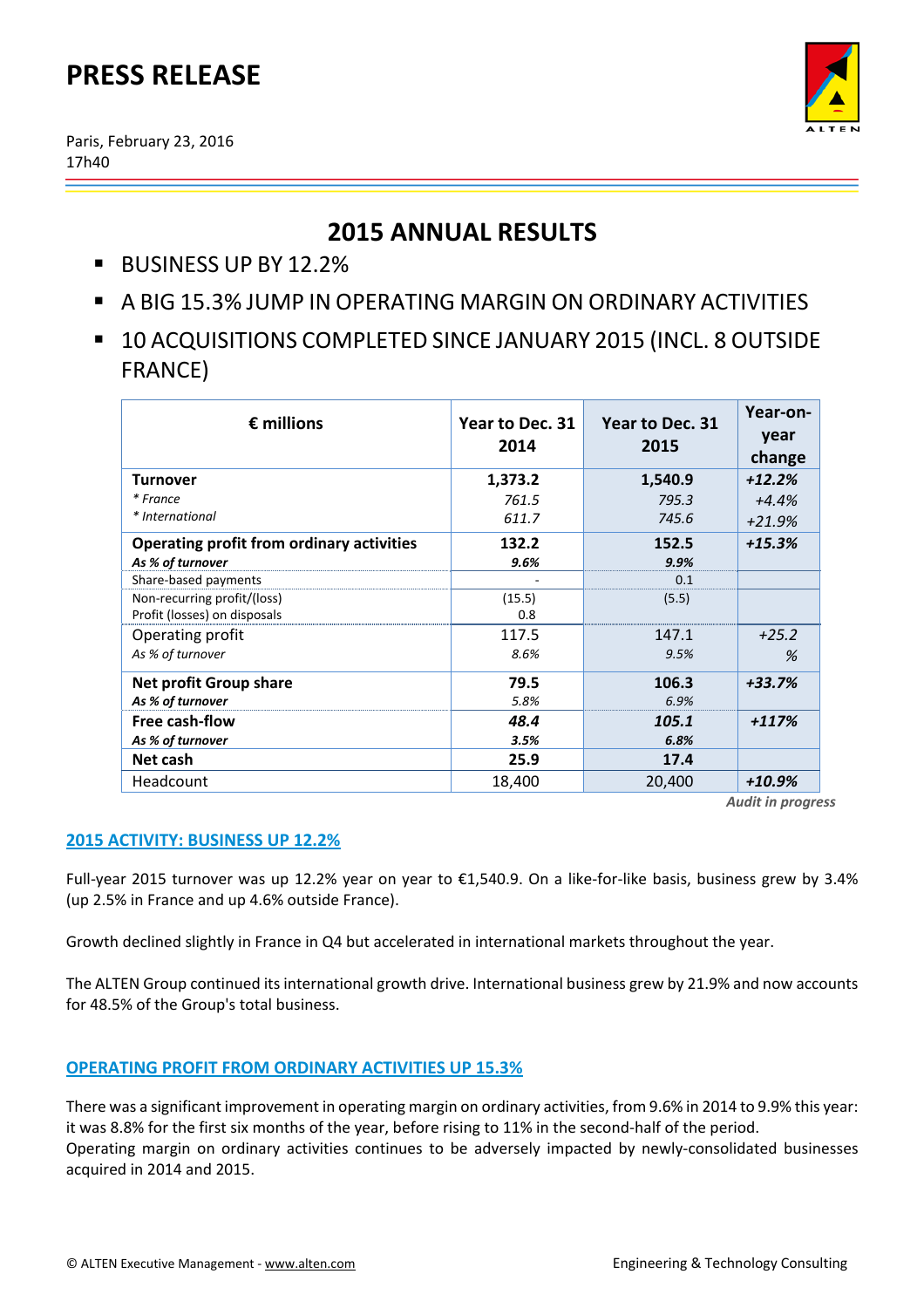# PRESS RELEASE

Paris, February 23, 2016
17h40

## 2015 ANNUAL RESULTS

- BUSINESS UP BY 12.2%
- A BIG 15.3% JUMP IN OPERATING MARGIN ON ORDINARY ACTIVITIES
- 10 ACQUISITIONS COMPLETED SINCE JANUARY 2015 (INCL. 8 OUTSIDE FRANCE)

| € millions | Year to Dec. 31 2014 | Year to Dec. 31 2015 | Year-on-year change |
|---|---|---|---|
| **Turnover** | **1,373.2** | **1,540.9** | ***+12.2%*** |
| *\* France* | *761.5* | *795.3* | *+4.4%* |
| *\* International* | *611.7* | *745.6* | *+21.9%* |
| **Operating profit from ordinary activities** | **132.2** | **152.5** | ***+15.3%*** |
| ***As % of turnover*** | ***9.6%*** | ***9.9%*** | |
| Share-based payments | - | 0.1 | |
| Non-recurring profit/(loss) | (15.5) | (5.5) | |
| Profit (losses) on disposals | 0.8 | | |
| Operating profit | 117.5 | 147.1 | *+25.2 %* |
| *As % of turnover* | *8.6%* | *9.5%* | |
| **Net profit Group share** | **79.5** | **106.3** | ***+33.7%*** |
| ***As % of turnover*** | *5.8%* | *6.9%* | |
| **Free cash-flow** | ***48.4*** | ***105.1*** | ***+117%*** |
| ***As % of turnover*** | ***3.5%*** | ***6.8%*** | |
| **Net cash** | **25.9** | **17.4** | |
| Headcount | 18,400 | 20,400 | ***+10.9%*** |

***Audit in progress***

### 2015 ACTIVITY: BUSINESS UP 12.2%

Full-year 2015 turnover was up 12.2% year on year to €1,540.9. On a like-for-like basis, business grew by 3.4% (up 2.5% in France and up 4.6% outside France).

Growth declined slightly in France in Q4 but accelerated in international markets throughout the year.

The ALTEN Group continued its international growth drive. International business grew by 21.9% and now accounts for 48.5% of the Group's total business.

### OPERATING PROFIT FROM ORDINARY ACTIVITIES UP 15.3%

There was a significant improvement in operating margin on ordinary activities, from 9.6% in 2014 to 9.9% this year: it was 8.8% for the first six months of the year, before rising to 11% in the second-half of the period.
Operating margin on ordinary activities continues to be adversely impacted by newly-consolidated businesses acquired in 2014 and 2015.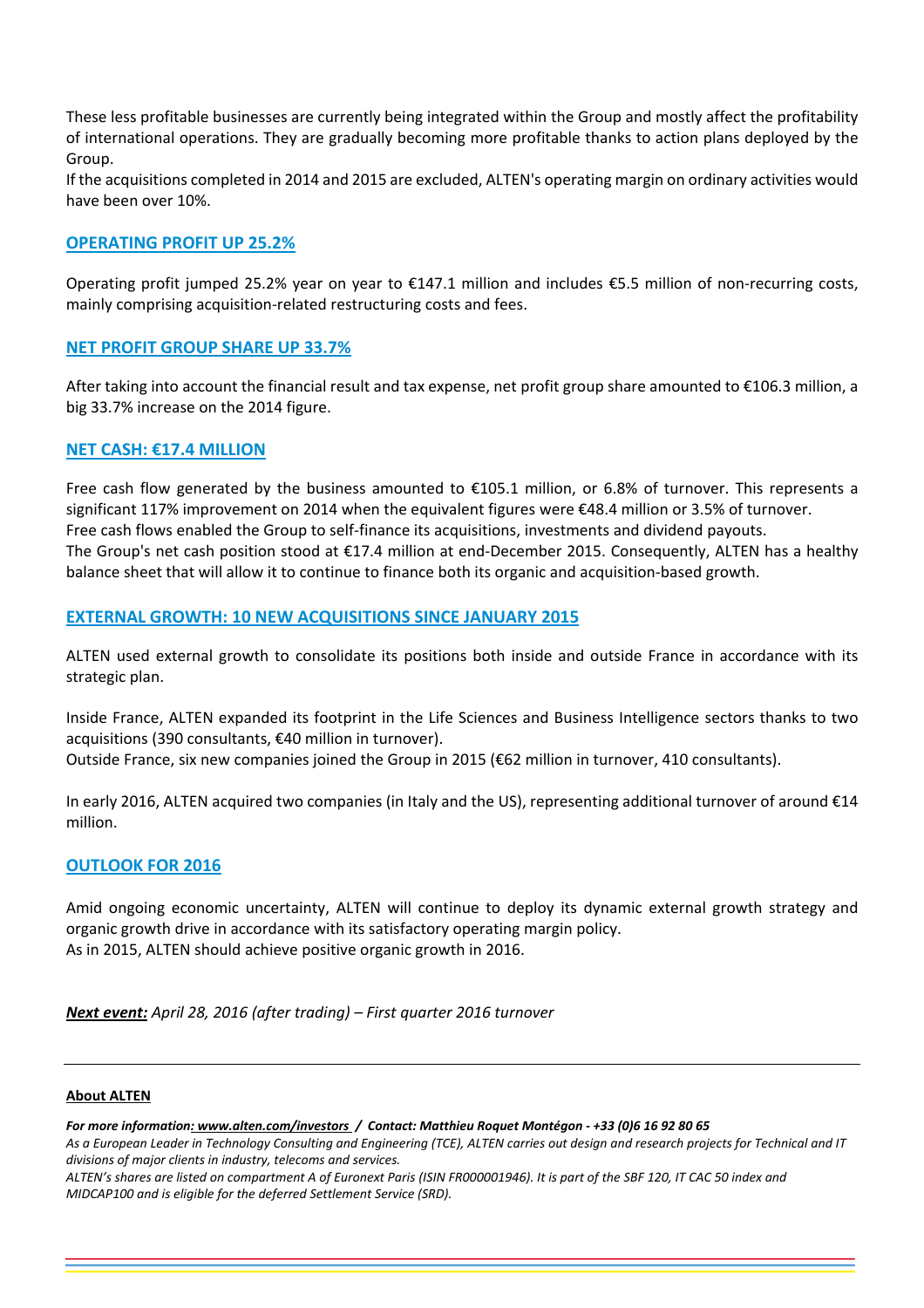These less profitable businesses are currently being integrated within the Group and mostly affect the profitability of international operations. They are gradually becoming more profitable thanks to action plans deployed by the Group.
If the acquisitions completed in 2014 and 2015 are excluded, ALTEN's operating margin on ordinary activities would have been over 10%.

## OPERATING PROFIT UP 25.2%

Operating profit jumped 25.2% year on year to €147.1 million and includes €5.5 million of non-recurring costs, mainly comprising acquisition-related restructuring costs and fees.

## NET PROFIT GROUP SHARE UP 33.7%

After taking into account the financial result and tax expense, net profit group share amounted to €106.3 million, a big 33.7% increase on the 2014 figure.

## NET CASH: €17.4 MILLION

Free cash flow generated by the business amounted to €105.1 million, or 6.8% of turnover. This represents a significant 117% improvement on 2014 when the equivalent figures were €48.4 million or 3.5% of turnover.
Free cash flows enabled the Group to self-finance its acquisitions, investments and dividend payouts.
The Group's net cash position stood at €17.4 million at end-December 2015. Consequently, ALTEN has a healthy balance sheet that will allow it to continue to finance both its organic and acquisition-based growth.

## EXTERNAL GROWTH: 10 NEW ACQUISITIONS SINCE JANUARY 2015

ALTEN used external growth to consolidate its positions both inside and outside France in accordance with its strategic plan.

Inside France, ALTEN expanded its footprint in the Life Sciences and Business Intelligence sectors thanks to two acquisitions (390 consultants, €40 million in turnover).
Outside France, six new companies joined the Group in 2015 (€62 million in turnover, 410 consultants).

In early 2016, ALTEN acquired two companies (in Italy and the US), representing additional turnover of around €14 million.

## OUTLOOK FOR 2016

Amid ongoing economic uncertainty, ALTEN will continue to deploy its dynamic external growth strategy and organic growth drive in accordance with its satisfactory operating margin policy.
As in 2015, ALTEN should achieve positive organic growth in 2016.

***Next event:*** *April 28, 2016 (after trading) – First quarter 2016 turnover*

---

**About ALTEN**

***For more information: www.alten.com/investors / Contact: Matthieu Roquet Montégon - +33 (0)6 16 92 80 65***
*As a European Leader in Technology Consulting and Engineering (TCE), ALTEN carries out design and research projects for Technical and IT divisions of major clients in industry, telecoms and services.*
*ALTEN's shares are listed on compartment A of Euronext Paris (ISIN FR000001946). It is part of the SBF 120, IT CAC 50 index and MIDCAP100 and is eligible for the deferred Settlement Service (SRD).*